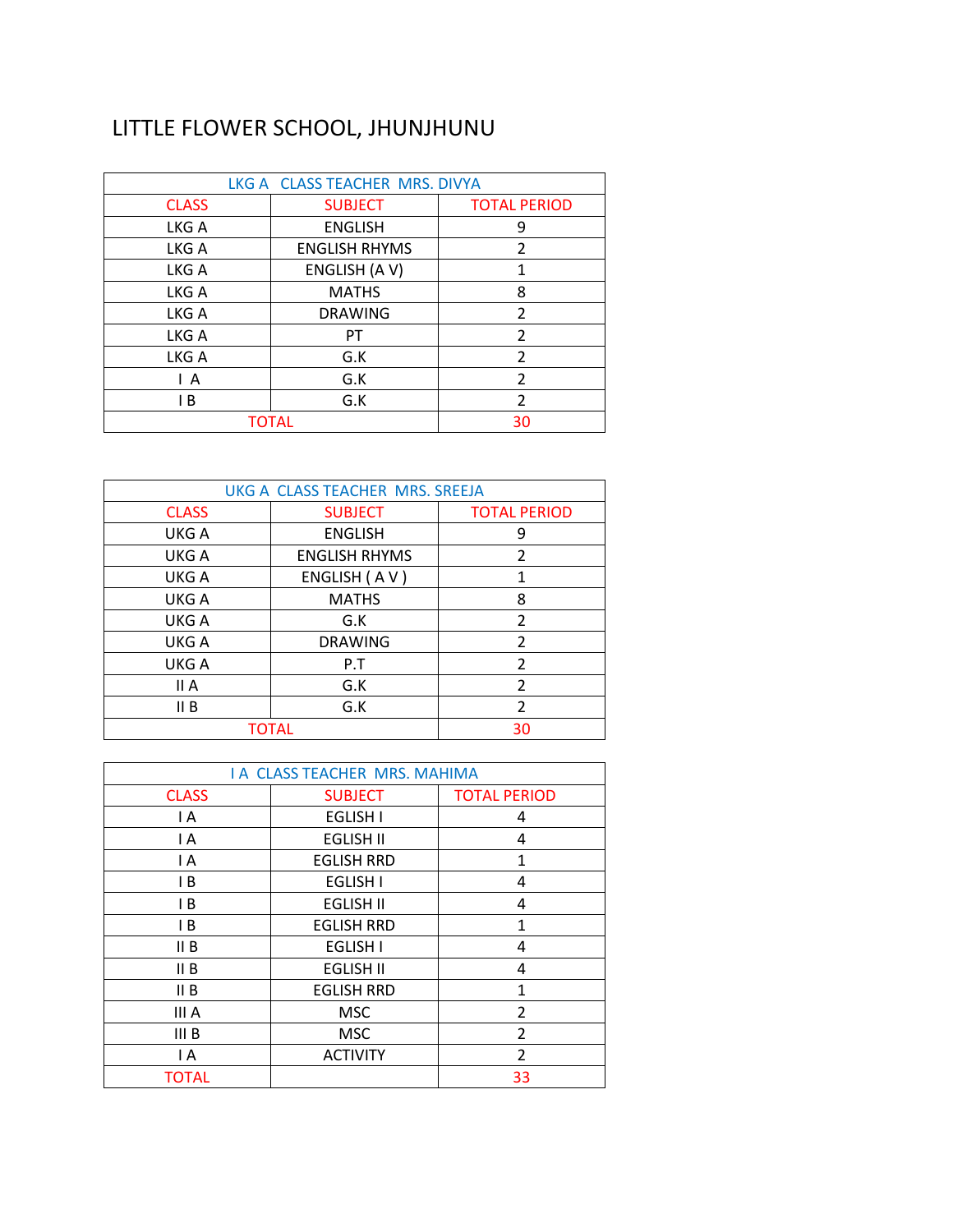# LITTLE FLOWER SCHOOL, JHUNJHUNU

| LKG A CLASS TEACHER MRS. DIVYA | | |
|---|---|---|
| CLASS | SUBJECT | TOTAL PERIOD |
| LKG A | ENGLISH | 9 |
| LKG A | ENGLISH RHYMS | 2 |
| LKG A | ENGLISH (A V) | 1 |
| LKG A | MATHS | 8 |
| LKG A | DRAWING | 2 |
| LKG A | PT | 2 |
| LKG A | G.K | 2 |
| I A | G.K | 2 |
| I B | G.K | 2 |
| TOTAL | | 30 |

| UKG A CLASS TEACHER MRS. SREEJA | | |
|---|---|---|
| CLASS | SUBJECT | TOTAL PERIOD |
| UKG A | ENGLISH | 9 |
| UKG A | ENGLISH RHYMS | 2 |
| UKG A | ENGLISH ( A V ) | 1 |
| UKG A | MATHS | 8 |
| UKG A | G.K | 2 |
| UKG A | DRAWING | 2 |
| UKG A | P.T | 2 |
| II A | G.K | 2 |
| II B | G.K | 2 |
| TOTAL | | 30 |

| I A CLASS TEACHER MRS. MAHIMA | | |
|---|---|---|
| CLASS | SUBJECT | TOTAL PERIOD |
| I A | EGLISH I | 4 |
| I A | EGLISH II | 4 |
| I A | EGLISH RRD | 1 |
| I B | EGLISH I | 4 |
| I B | EGLISH II | 4 |
| I B | EGLISH RRD | 1 |
| II B | EGLISH I | 4 |
| II B | EGLISH II | 4 |
| II B | EGLISH RRD | 1 |
| III A | MSC | 2 |
| III B | MSC | 2 |
| I A | ACTIVITY | 2 |
| TOTAL | | 33 |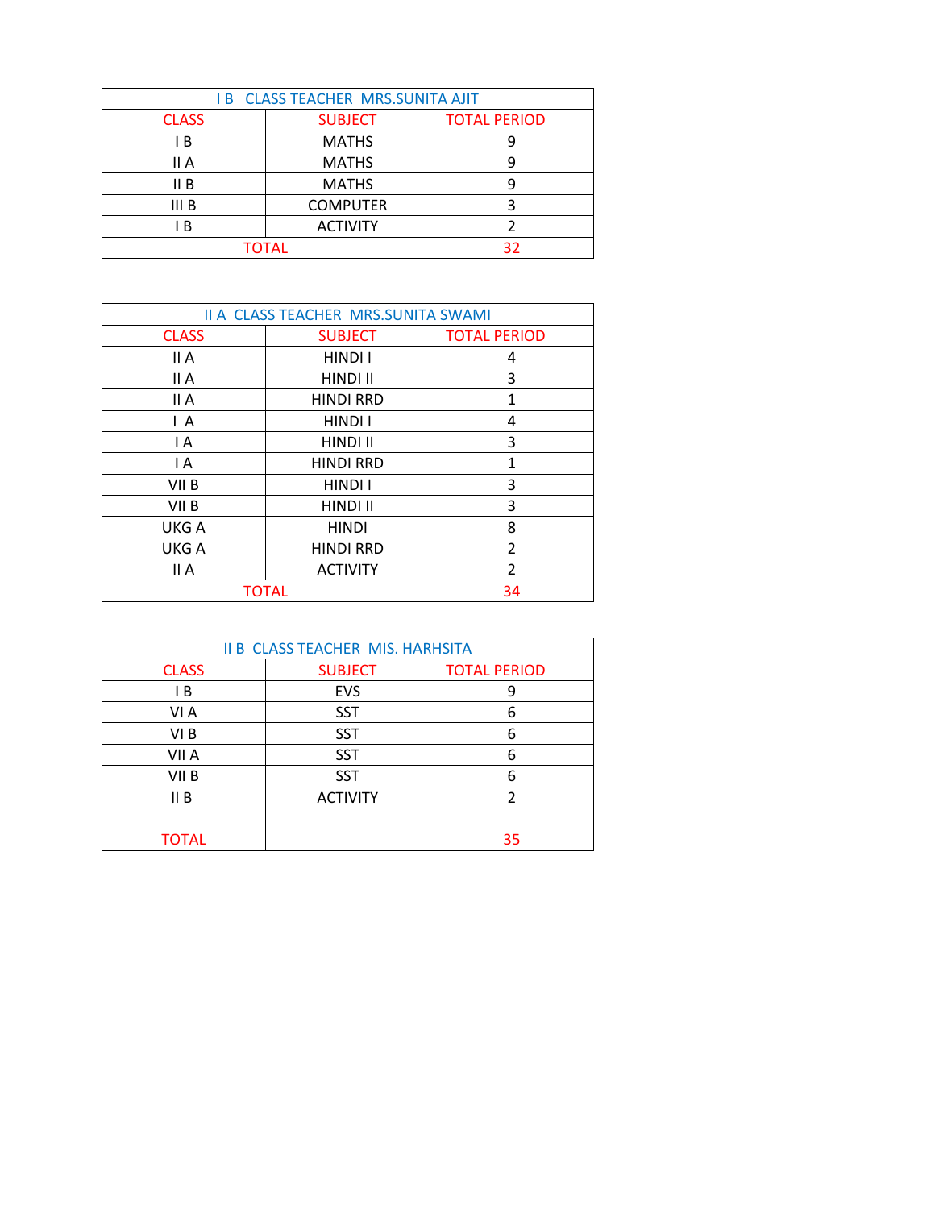| I B CLASS TEACHER MRS.SUNITA AJIT | | |
|---|---|---|
| CLASS | SUBJECT | TOTAL PERIOD |
| I B | MATHS | 9 |
| II A | MATHS | 9 |
| II B | MATHS | 9 |
| III B | COMPUTER | 3 |
| I B | ACTIVITY | 2 |
| TOTAL | | 32 |

| II A CLASS TEACHER MRS.SUNITA SWAMI | | |
|---|---|---|
| CLASS | SUBJECT | TOTAL PERIOD |
| II A | HINDI I | 4 |
| II A | HINDI II | 3 |
| II A | HINDI RRD | 1 |
| I A | HINDI I | 4 |
| I A | HINDI II | 3 |
| I A | HINDI RRD | 1 |
| VII B | HINDI I | 3 |
| VII B | HINDI II | 3 |
| UKG A | HINDI | 8 |
| UKG A | HINDI RRD | 2 |
| II A | ACTIVITY | 2 |
| TOTAL | | 34 |

| II B CLASS TEACHER MIS. HARHSITA | | |
|---|---|---|
| CLASS | SUBJECT | TOTAL PERIOD |
| I B | EVS | 9 |
| VI A | SST | 6 |
| VI B | SST | 6 |
| VII A | SST | 6 |
| VII B | SST | 6 |
| II B | ACTIVITY | 2 |
| | | |
| TOTAL | | 35 |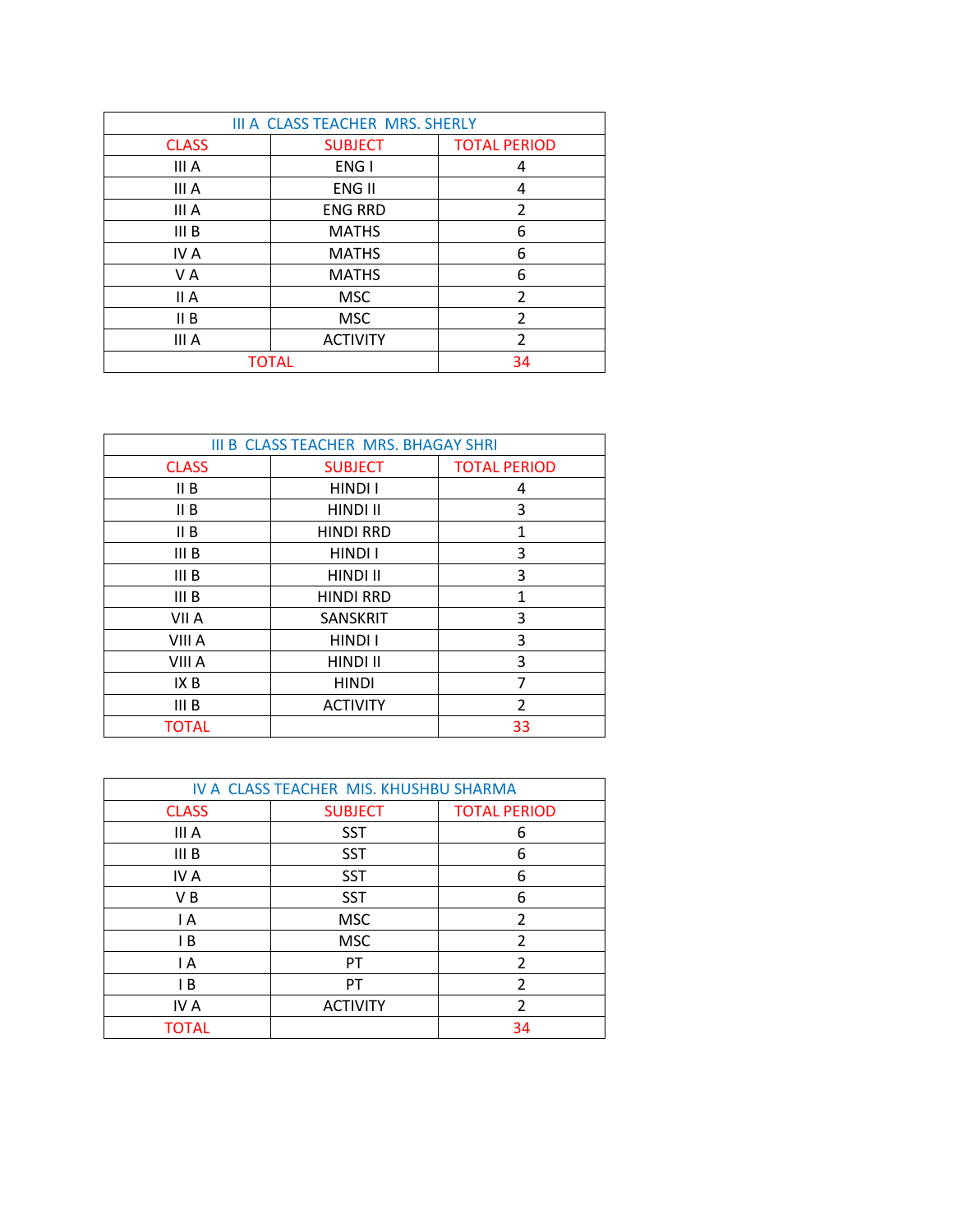| III A CLASS TEACHER MRS. SHERLY | | |
|---|---|---|
| CLASS | SUBJECT | TOTAL PERIOD |
| III A | ENG I | 4 |
| III A | ENG II | 4 |
| III A | ENG RRD | 2 |
| III B | MATHS | 6 |
| IV A | MATHS | 6 |
| V A | MATHS | 6 |
| II A | MSC | 2 |
| II B | MSC | 2 |
| III A | ACTIVITY | 2 |
| TOTAL | | 34 |

| III B CLASS TEACHER MRS. BHAGAY SHRI | | |
|---|---|---|
| CLASS | SUBJECT | TOTAL PERIOD |
| II B | HINDI I | 4 |
| II B | HINDI II | 3 |
| II B | HINDI RRD | 1 |
| III B | HINDI I | 3 |
| III B | HINDI II | 3 |
| III B | HINDI RRD | 1 |
| VII A | SANSKRIT | 3 |
| VIII A | HINDI I | 3 |
| VIII A | HINDI II | 3 |
| IX B | HINDI | 7 |
| III B | ACTIVITY | 2 |
| TOTAL | | 33 |

| IV A CLASS TEACHER MIS. KHUSHBU SHARMA | | |
|---|---|---|
| CLASS | SUBJECT | TOTAL PERIOD |
| III A | SST | 6 |
| III B | SST | 6 |
| IV A | SST | 6 |
| V B | SST | 6 |
| I A | MSC | 2 |
| I B | MSC | 2 |
| I A | PT | 2 |
| I B | PT | 2 |
| IV A | ACTIVITY | 2 |
| TOTAL | | 34 |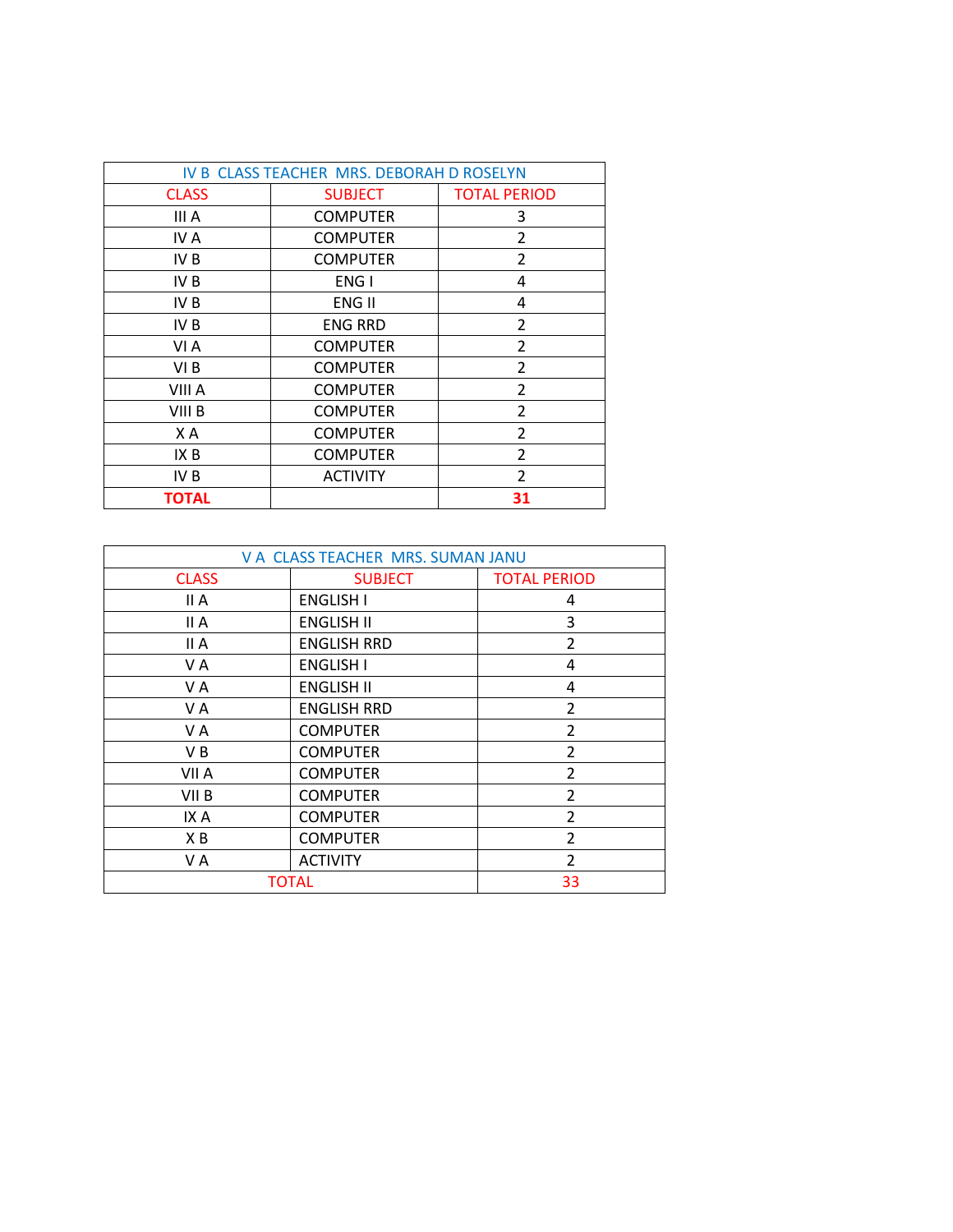| IV B CLASS TEACHER MRS. DEBORAH D ROSELYN | | |
|---|---|---|
| CLASS | SUBJECT | TOTAL PERIOD |
| III A | COMPUTER | 3 |
| IV A | COMPUTER | 2 |
| IV B | COMPUTER | 2 |
| IV B | ENG I | 4 |
| IV B | ENG II | 4 |
| IV B | ENG RRD | 2 |
| VI A | COMPUTER | 2 |
| VI B | COMPUTER | 2 |
| VIII A | COMPUTER | 2 |
| VIII B | COMPUTER | 2 |
| X A | COMPUTER | 2 |
| IX B | COMPUTER | 2 |
| IV B | ACTIVITY | 2 |
| **TOTAL** | | **31** |

| V A CLASS TEACHER MRS. SUMAN JANU | | |
|---|---|---|
| CLASS | SUBJECT | TOTAL PERIOD |
| II A | ENGLISH I | 4 |
| II A | ENGLISH II | 3 |
| II A | ENGLISH RRD | 2 |
| V A | ENGLISH I | 4 |
| V A | ENGLISH II | 4 |
| V A | ENGLISH RRD | 2 |
| V A | COMPUTER | 2 |
| V B | COMPUTER | 2 |
| VII A | COMPUTER | 2 |
| VII B | COMPUTER | 2 |
| IX A | COMPUTER | 2 |
| X B | COMPUTER | 2 |
| V A | ACTIVITY | 2 |
| TOTAL | | 33 |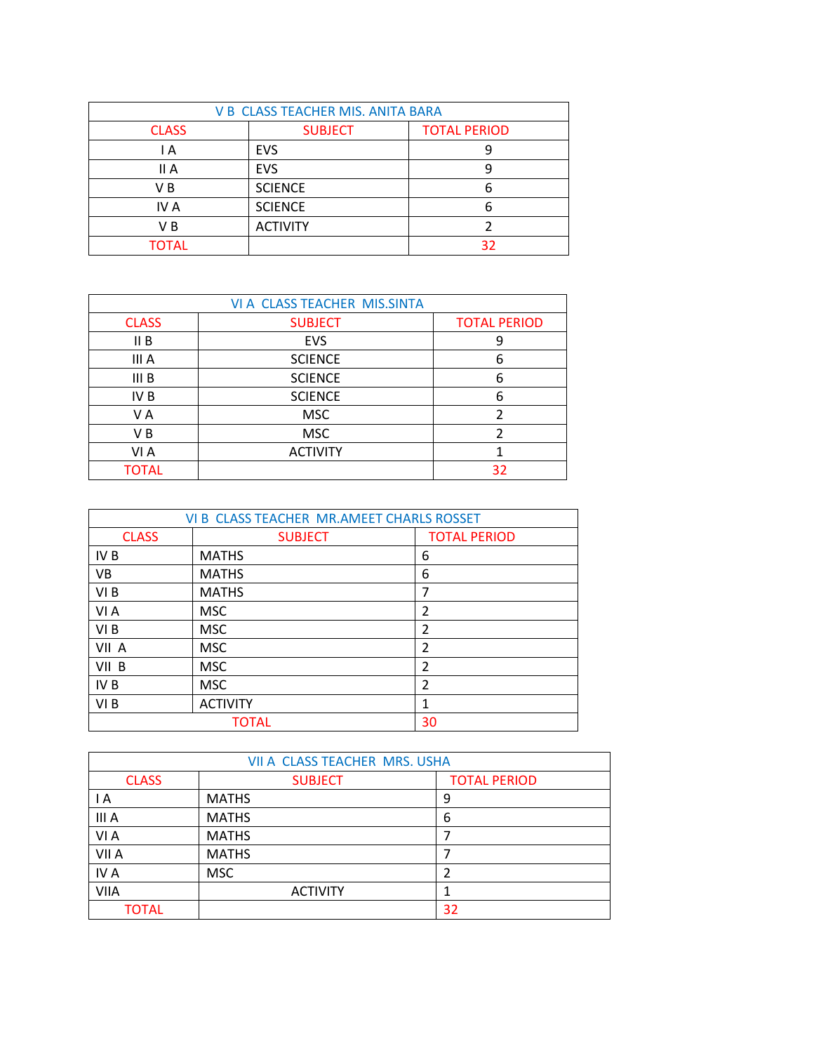| V B CLASS TEACHER MIS. ANITA BARA | | |
| --- | --- | --- |
| CLASS | SUBJECT | TOTAL PERIOD |
| I A | EVS | 9 |
| II A | EVS | 9 |
| V B | SCIENCE | 6 |
| IV A | SCIENCE | 6 |
| V B | ACTIVITY | 2 |
| TOTAL | | 32 |

| VI A CLASS TEACHER MIS.SINTA | | |
| --- | --- | --- |
| CLASS | SUBJECT | TOTAL PERIOD |
| II B | EVS | 9 |
| III A | SCIENCE | 6 |
| III B | SCIENCE | 6 |
| IV B | SCIENCE | 6 |
| V A | MSC | 2 |
| V B | MSC | 2 |
| VI A | ACTIVITY | 1 |
| TOTAL | | 32 |

| VI B CLASS TEACHER MR.AMEET CHARLS ROSSET | | |
| --- | --- | --- |
| CLASS | SUBJECT | TOTAL PERIOD |
| IV B | MATHS | 6 |
| VB | MATHS | 6 |
| VI B | MATHS | 7 |
| VI A | MSC | 2 |
| VI B | MSC | 2 |
| VII A | MSC | 2 |
| VII B | MSC | 2 |
| IV B | MSC | 2 |
| VI B | ACTIVITY | 1 |
| TOTAL | | 30 |

| VII A CLASS TEACHER MRS. USHA | | |
| --- | --- | --- |
| CLASS | SUBJECT | TOTAL PERIOD |
| I A | MATHS | 9 |
| III A | MATHS | 6 |
| VI A | MATHS | 7 |
| VII A | MATHS | 7 |
| IV A | MSC | 2 |
| VIIA | ACTIVITY | 1 |
| TOTAL | | 32 |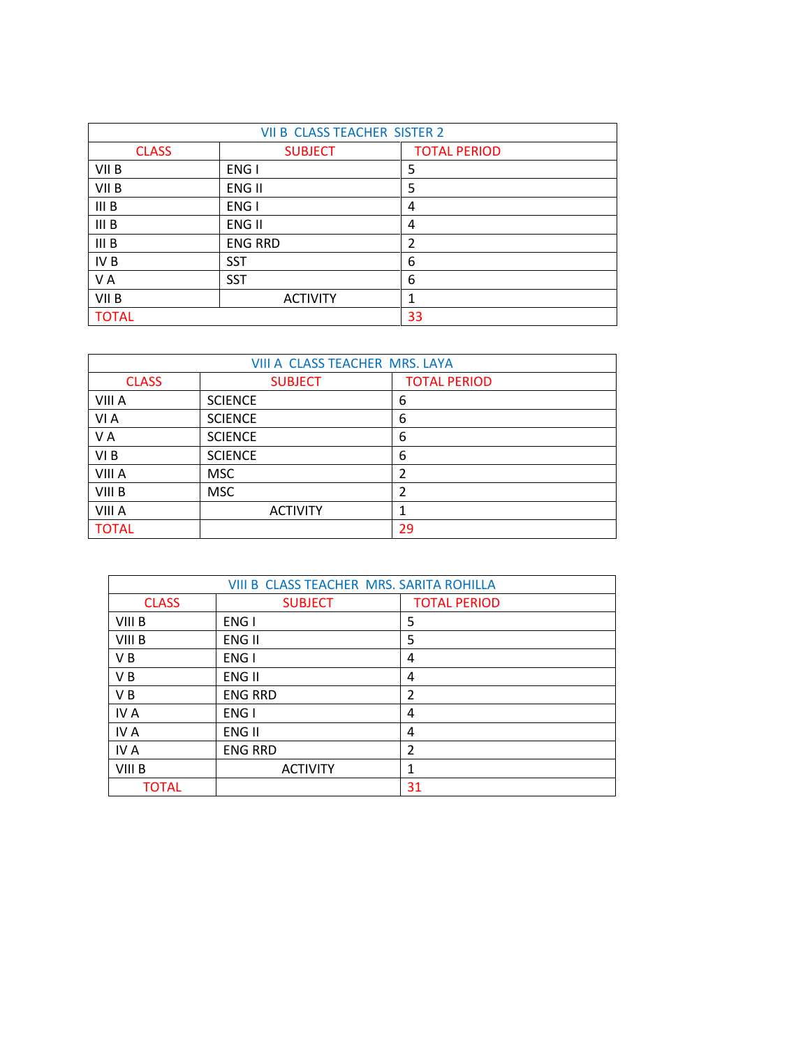| VII B CLASS TEACHER SISTER 2 | | |
|---|---|---|
| CLASS | SUBJECT | TOTAL PERIOD |
| VII B | ENG I | 5 |
| VII B | ENG II | 5 |
| III B | ENG I | 4 |
| III B | ENG II | 4 |
| III B | ENG RRD | 2 |
| IV B | SST | 6 |
| V A | SST | 6 |
| VII B | ACTIVITY | 1 |
| TOTAL | | 33 |

| VIII A CLASS TEACHER MRS. LAYA | | |
|---|---|---|
| CLASS | SUBJECT | TOTAL PERIOD |
| VIII A | SCIENCE | 6 |
| VI A | SCIENCE | 6 |
| V A | SCIENCE | 6 |
| VI B | SCIENCE | 6 |
| VIII A | MSC | 2 |
| VIII B | MSC | 2 |
| VIII A | ACTIVITY | 1 |
| TOTAL | | 29 |

| VIII B CLASS TEACHER MRS. SARITA ROHILLA | | |
|---|---|---|
| CLASS | SUBJECT | TOTAL PERIOD |
| VIII B | ENG I | 5 |
| VIII B | ENG II | 5 |
| V B | ENG I | 4 |
| V B | ENG II | 4 |
| V B | ENG RRD | 2 |
| IV A | ENG I | 4 |
| IV A | ENG II | 4 |
| IV A | ENG RRD | 2 |
| VIII B | ACTIVITY | 1 |
| TOTAL | | 31 |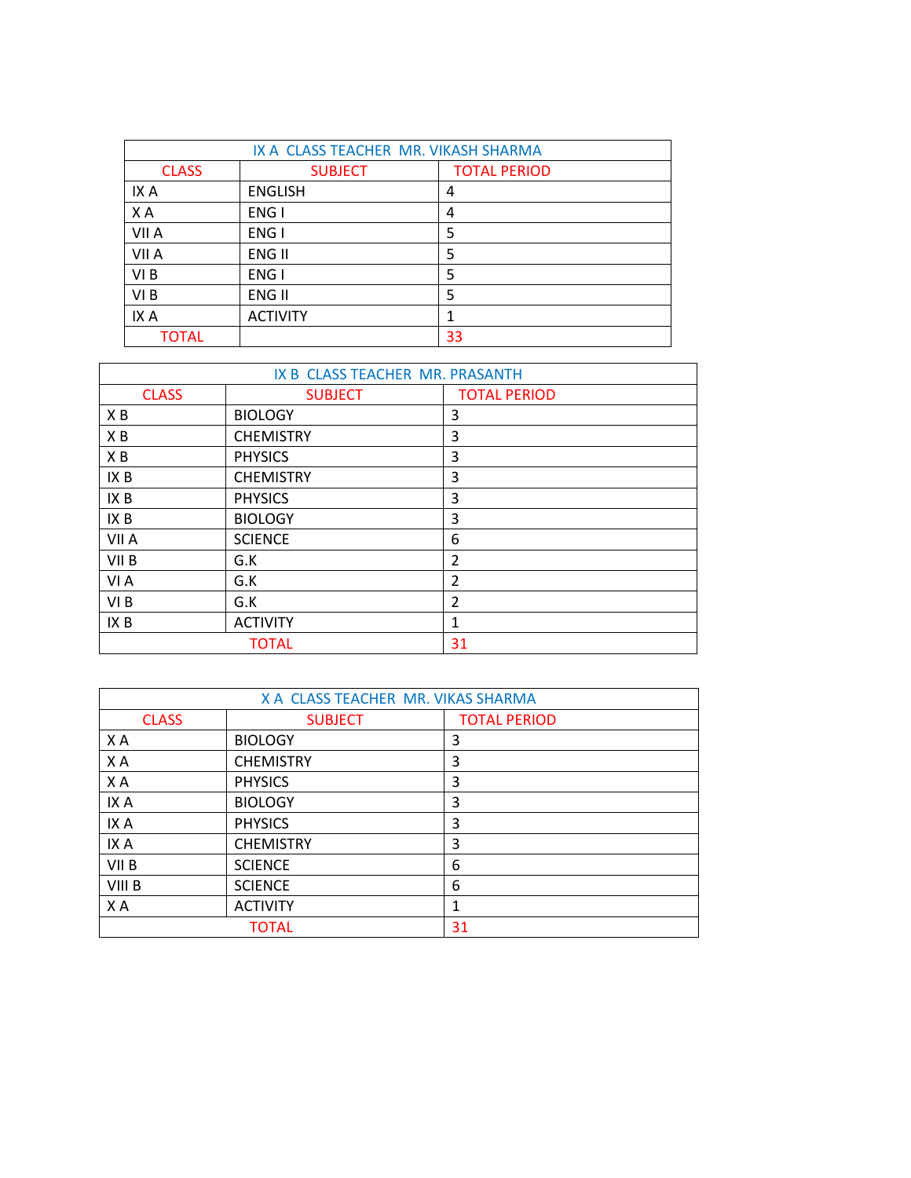| IX A CLASS TEACHER MR. VIKASH SHARMA | | |
|---|---|---|
| CLASS | SUBJECT | TOTAL PERIOD |
| IX A | ENGLISH | 4 |
| X A | ENG I | 4 |
| VII A | ENG I | 5 |
| VII A | ENG II | 5 |
| VI B | ENG I | 5 |
| VI B | ENG II | 5 |
| IX A | ACTIVITY | 1 |
| TOTAL | | 33 |

| IX B CLASS TEACHER MR. PRASANTH | | |
|---|---|---|
| CLASS | SUBJECT | TOTAL PERIOD |
| X B | BIOLOGY | 3 |
| X B | CHEMISTRY | 3 |
| X B | PHYSICS | 3 |
| IX B | CHEMISTRY | 3 |
| IX B | PHYSICS | 3 |
| IX B | BIOLOGY | 3 |
| VII A | SCIENCE | 6 |
| VII B | G.K | 2 |
| VI A | G.K | 2 |
| VI B | G.K | 2 |
| IX B | ACTIVITY | 1 |
| TOTAL | | 31 |

| X A CLASS TEACHER MR. VIKAS SHARMA | | |
|---|---|---|
| CLASS | SUBJECT | TOTAL PERIOD |
| X A | BIOLOGY | 3 |
| X A | CHEMISTRY | 3 |
| X A | PHYSICS | 3 |
| IX A | BIOLOGY | 3 |
| IX A | PHYSICS | 3 |
| IX A | CHEMISTRY | 3 |
| VII B | SCIENCE | 6 |
| VIII B | SCIENCE | 6 |
| X A | ACTIVITY | 1 |
| TOTAL | | 31 |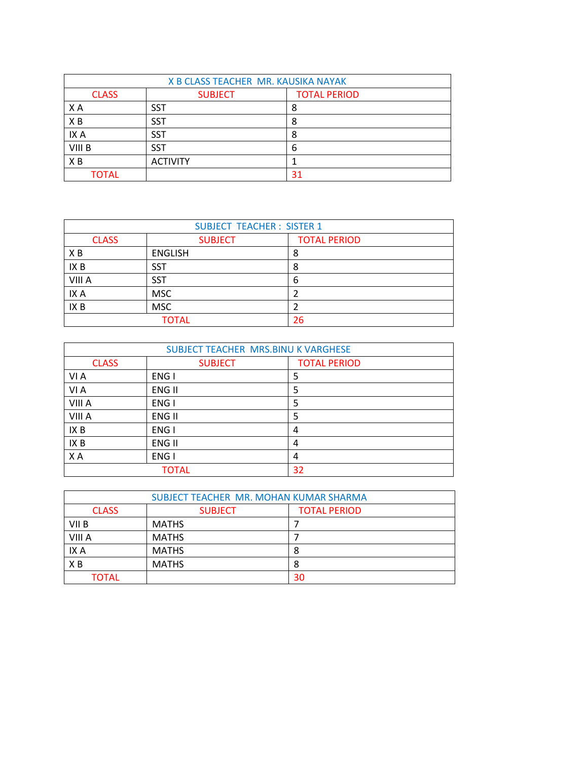| X B CLASS TEACHER MR. KAUSIKA NAYAK | | |
|---|---|---|
| CLASS | SUBJECT | TOTAL PERIOD |
| X A | SST | 8 |
| X B | SST | 8 |
| IX A | SST | 8 |
| VIII B | SST | 6 |
| X B | ACTIVITY | 1 |
| TOTAL | | 31 |

| SUBJECT TEACHER : SISTER 1 | | |
|---|---|---|
| CLASS | SUBJECT | TOTAL PERIOD |
| X B | ENGLISH | 8 |
| IX B | SST | 8 |
| VIII A | SST | 6 |
| IX A | MSC | 2 |
| IX B | MSC | 2 |
| TOTAL | | 26 |

| SUBJECT TEACHER MRS.BINU K VARGHESE | | |
|---|---|---|
| CLASS | SUBJECT | TOTAL PERIOD |
| VI A | ENG I | 5 |
| VI A | ENG II | 5 |
| VIII A | ENG I | 5 |
| VIII A | ENG II | 5 |
| IX B | ENG I | 4 |
| IX B | ENG II | 4 |
| X A | ENG I | 4 |
| TOTAL | | 32 |

| SUBJECT TEACHER MR. MOHAN KUMAR SHARMA | | |
|---|---|---|
| CLASS | SUBJECT | TOTAL PERIOD |
| VII B | MATHS | 7 |
| VIII A | MATHS | 7 |
| IX A | MATHS | 8 |
| X B | MATHS | 8 |
| TOTAL | | 30 |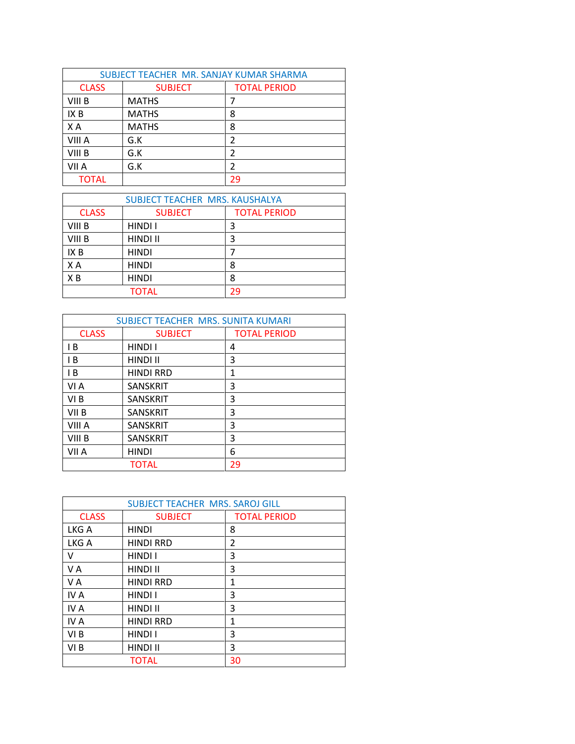| SUBJECT TEACHER MR. SANJAY KUMAR SHARMA | | |
|---|---|---|
| CLASS | SUBJECT | TOTAL PERIOD |
| VIII B | MATHS | 7 |
| IX B | MATHS | 8 |
| X A | MATHS | 8 |
| VIII A | G.K | 2 |
| VIII B | G.K | 2 |
| VII A | G.K | 2 |
| TOTAL | | 29 |

| SUBJECT TEACHER MRS. KAUSHALYA | | |
|---|---|---|
| CLASS | SUBJECT | TOTAL PERIOD |
| VIII B | HINDI I | 3 |
| VIII B | HINDI II | 3 |
| IX B | HINDI | 7 |
| X A | HINDI | 8 |
| X B | HINDI | 8 |
| TOTAL | | 29 |

| SUBJECT TEACHER MRS. SUNITA KUMARI | | |
|---|---|---|
| CLASS | SUBJECT | TOTAL PERIOD |
| I B | HINDI I | 4 |
| I B | HINDI II | 3 |
| I B | HINDI RRD | 1 |
| VI A | SANSKRIT | 3 |
| VI B | SANSKRIT | 3 |
| VII B | SANSKRIT | 3 |
| VIII A | SANSKRIT | 3 |
| VIII B | SANSKRIT | 3 |
| VII A | HINDI | 6 |
| TOTAL | | 29 |

| SUBJECT TEACHER MRS. SAROJ GILL | | |
|---|---|---|
| CLASS | SUBJECT | TOTAL PERIOD |
| LKG A | HINDI | 8 |
| LKG A | HINDI RRD | 2 |
| V | HINDI I | 3 |
| V A | HINDI II | 3 |
| V A | HINDI RRD | 1 |
| IV A | HINDI I | 3 |
| IV A | HINDI II | 3 |
| IV A | HINDI RRD | 1 |
| VI B | HINDI I | 3 |
| VI B | HINDI II | 3 |
| TOTAL | | 30 |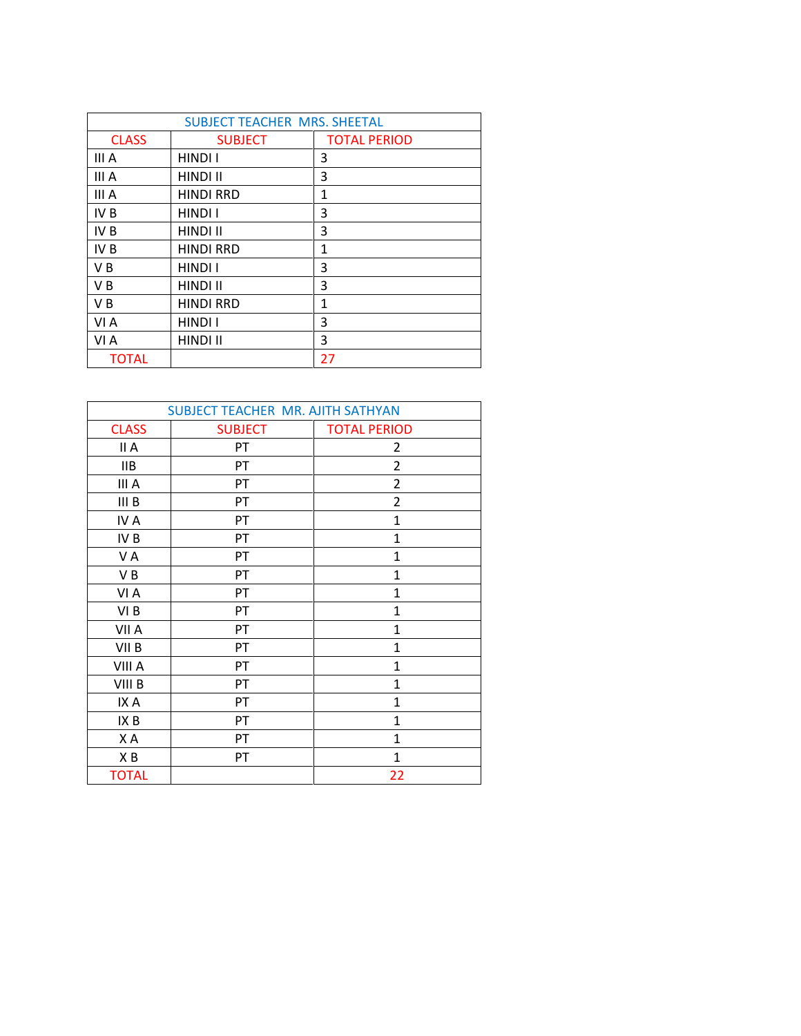| SUBJECT TEACHER MRS. SHEETAL | | |
|---|---|---|
| CLASS | SUBJECT | TOTAL PERIOD |
| III A | HINDI I | 3 |
| III A | HINDI II | 3 |
| III A | HINDI RRD | 1 |
| IV B | HINDI I | 3 |
| IV B | HINDI II | 3 |
| IV B | HINDI RRD | 1 |
| V B | HINDI I | 3 |
| V B | HINDI II | 3 |
| V B | HINDI RRD | 1 |
| VI A | HINDI I | 3 |
| VI A | HINDI II | 3 |
| TOTAL | | 27 |

| SUBJECT TEACHER MR. AJITH SATHYAN | | |
|---|---|---|
| CLASS | SUBJECT | TOTAL PERIOD |
| II A | PT | 2 |
| IIB | PT | 2 |
| III A | PT | 2 |
| III B | PT | 2 |
| IV A | PT | 1 |
| IV B | PT | 1 |
| V A | PT | 1 |
| V B | PT | 1 |
| VI A | PT | 1 |
| VI B | PT | 1 |
| VII A | PT | 1 |
| VII B | PT | 1 |
| VIII A | PT | 1 |
| VIII B | PT | 1 |
| IX A | PT | 1 |
| IX B | PT | 1 |
| X A | PT | 1 |
| X B | PT | 1 |
| TOTAL | | 22 |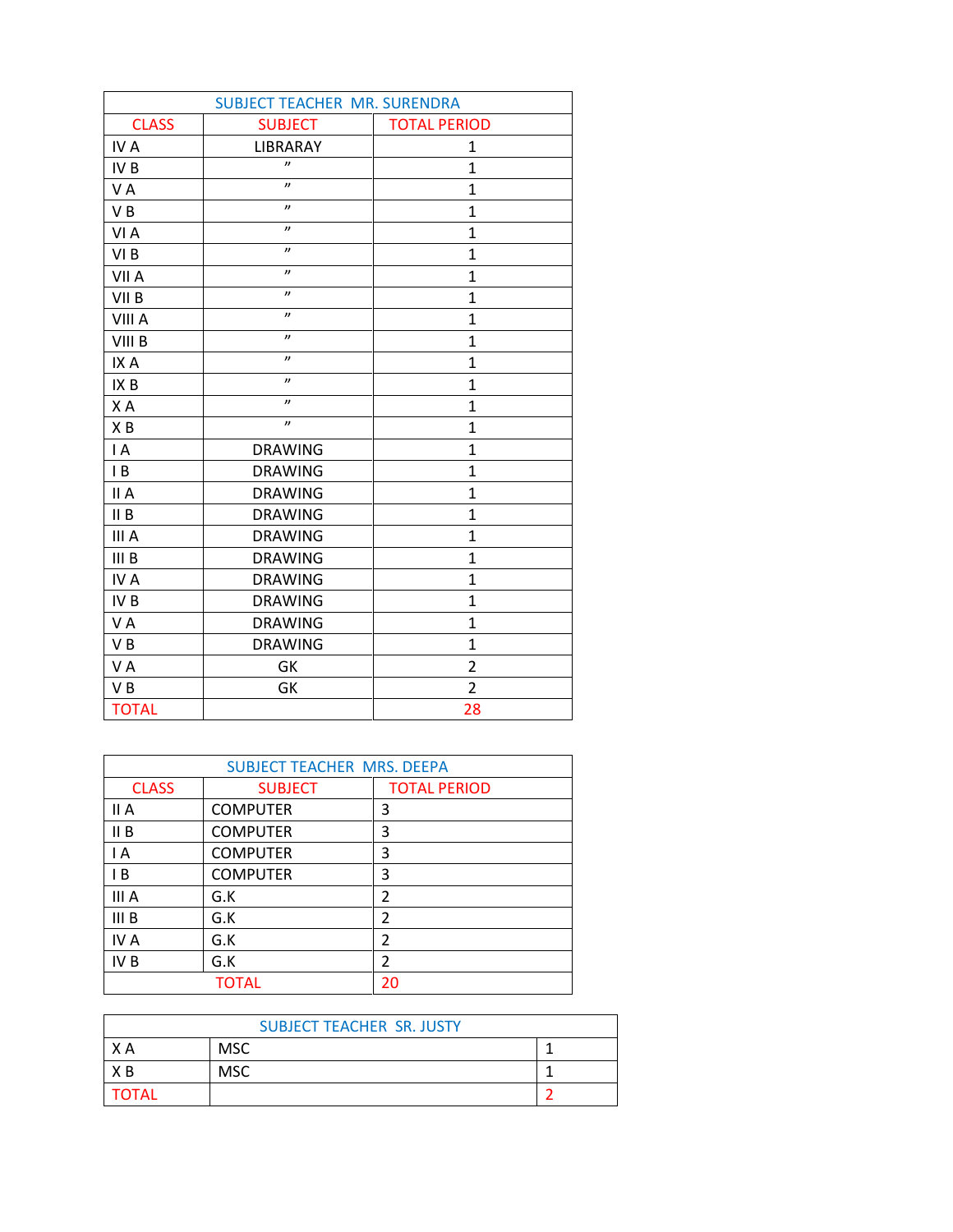| SUBJECT TEACHER MR. SURENDRA | | |
|---|---|---|
| CLASS | SUBJECT | TOTAL PERIOD |
| IV A | LIBRARAY | 1 |
| IV B | ” | 1 |
| V A | ” | 1 |
| V B | ” | 1 |
| VI A | ” | 1 |
| VI B | ” | 1 |
| VII A | ” | 1 |
| VII B | ” | 1 |
| VIII A | ” | 1 |
| VIII B | ” | 1 |
| IX A | ” | 1 |
| IX B | ” | 1 |
| X A | ” | 1 |
| X B | ” | 1 |
| I A | DRAWING | 1 |
| I B | DRAWING | 1 |
| II A | DRAWING | 1 |
| II B | DRAWING | 1 |
| III A | DRAWING | 1 |
| III B | DRAWING | 1 |
| IV A | DRAWING | 1 |
| IV B | DRAWING | 1 |
| V A | DRAWING | 1 |
| V B | DRAWING | 1 |
| V A | GK | 2 |
| V B | GK | 2 |
| TOTAL | | 28 |

| SUBJECT TEACHER MRS. DEEPA | | |
|---|---|---|
| CLASS | SUBJECT | TOTAL PERIOD |
| II A | COMPUTER | 3 |
| II B | COMPUTER | 3 |
| I A | COMPUTER | 3 |
| I B | COMPUTER | 3 |
| III A | G.K | 2 |
| III B | G.K | 2 |
| IV A | G.K | 2 |
| IV B | G.K | 2 |
| TOTAL | | 20 |

| SUBJECT TEACHER SR. JUSTY | | |
|---|---|---|
| X A | MSC | 1 |
| X B | MSC | 1 |
| TOTAL | | 2 |